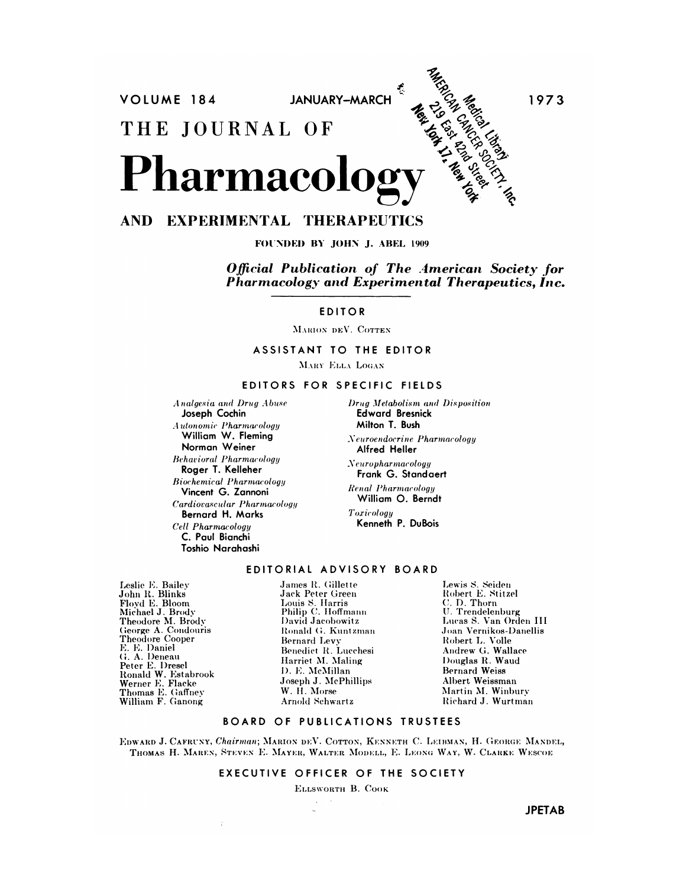VOLUME 184 JANUARY–MARCH 1973

# THE JOURNAL OF

# Pharmacology

# AND EXPERIMENTAL THERAPEUTICS

FOUNDED BY JOHN J. ABEL 1909

***Official Publication of The American Society for Pharmacology and Experimental Therapeutics, Inc.***

## EDITOR

MARION DEV. COTTEN

## ASSISTANT TO THE EDITOR

MARY ELLA LOGAN

## EDITORS FOR SPECIFIC FIELDS

*Analgesia and Drug Abuse*
Joseph Cochin

*Autonomic Pharmacology*
William W. Fleming
Norman Weiner

*Behavioral Pharmacology*
Roger T. Kelleher

*Biochemical Pharmacology*
Vincent G. Zannoni

*Cardiovascular Pharmacology*
Bernard H. Marks

*Cell Pharmacology*
C. Paul Bianchi
Toshio Narahashi

*Drug Metabolism and Disposition*
Edward Bresnick
Milton T. Bush

*Neuroendocrine Pharmacology*
Alfred Heller

*Neuropharmacology*
Frank G. Standaert

*Renal Pharmacology*
William O. Berndt

*Toxicology*
Kenneth P. DuBois

## EDITORIAL ADVISORY BOARD

Leslie E. Bailey
John R. Blinks
Floyd E. Bloom
Michael J. Brody
Theodore M. Brody
George A. Condouris
Theodore Cooper
E. E. Daniel
G. A. Deneau
Peter E. Dresel
Ronald W. Estabrook
Werner E. Flacke
Thomas E. Gaffney
William F. Ganong
James R. Gillette
Jack Peter Green
Louis S. Harris
Philip C. Hoffmann
David Jacobowitz
Ronald G. Kuntzman
Bernard Levy
Benedict R. Lucchesi
Harriet M. Maling
D. E. McMillan
Joseph J. McPhillips
W. H. Morse
Arnold Schwartz
Lewis S. Seiden
Robert E. Stitzel
C. D. Thorn
U. Trendelenburg
Lucas S. Van Orden III
Joan Vernikos-Danellis
Robert L. Volle
Andrew G. Wallace
Douglas R. Waud
Bernard Weiss
Albert Weissman
Martin M. Winbury
Richard J. Wurtman

## BOARD OF PUBLICATIONS TRUSTEES

EDWARD J. CAFRUNY, *Chairman*; MARION DEV. COTTON, KENNETH C. LEIBMAN, H. GEORGE MANDEL, THOMAS H. MAREN, STEVEN E. MAYER, WALTER MODELL, E. LEONG WAY, W. CLARKE WESCOE

## EXECUTIVE OFFICER OF THE SOCIETY

ELLSWORTH B. COOK

JPETAB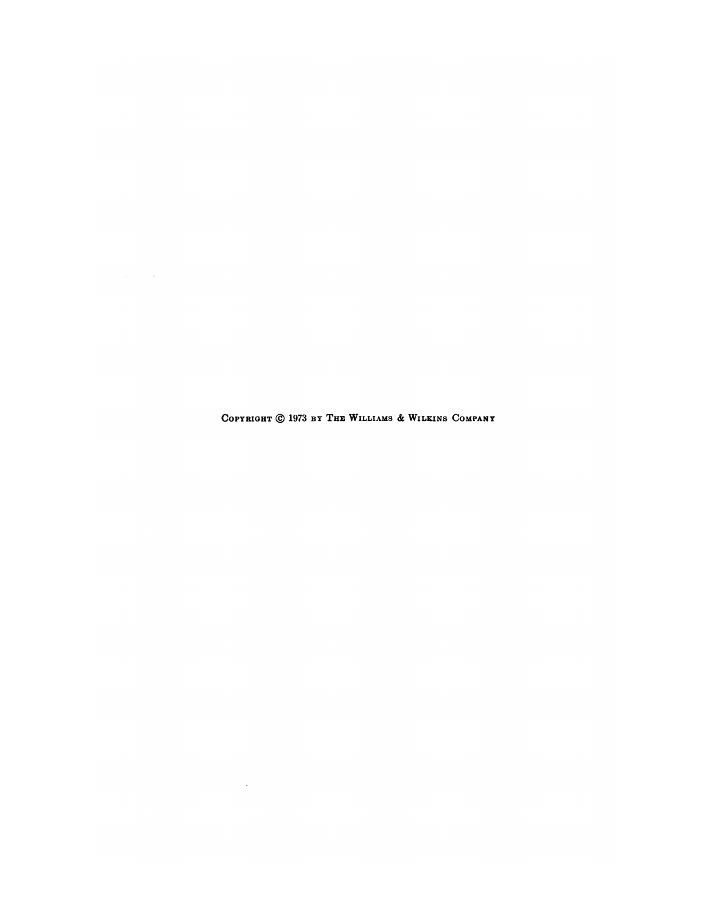COPYRIGHT © 1973 BY THE WILLIAMS & WILKINS COMPANY